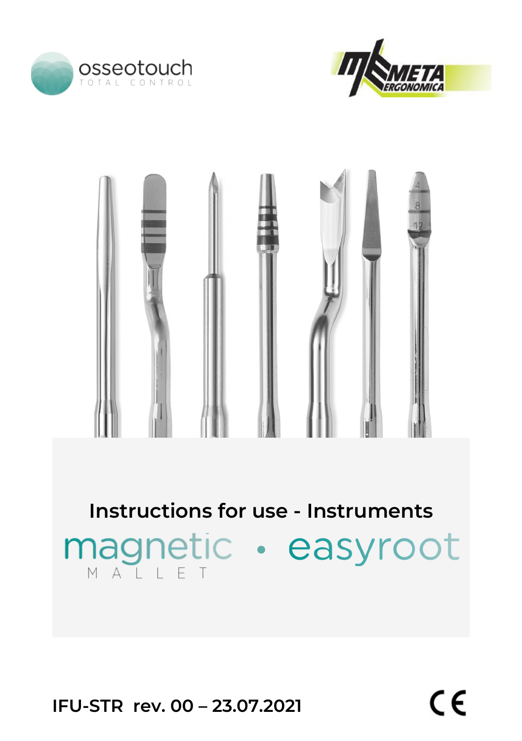osseotouch
TOTAL CONTROL

META ERGONOMICA

# Instructions for use - Instruments

magnetic MALLET • easyroot

IFU-STR rev. 00 – 23.07.2021

CE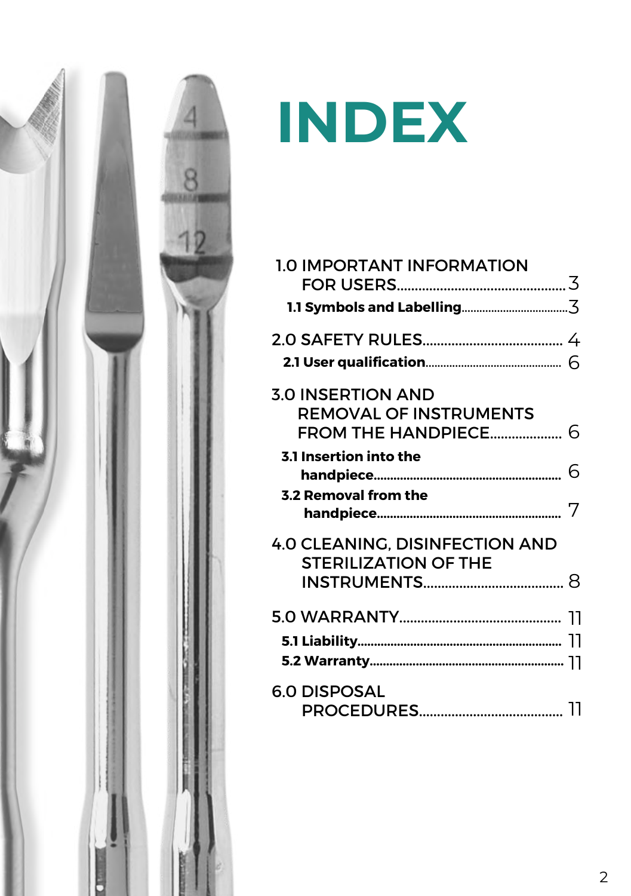# INDEX

1.0 IMPORTANT INFORMATION FOR USERS.............................................3

**1.1 Symbols and Labelling**...................................3

2.0 SAFETY RULES..................................... 4

**2.1 User qualification**............................................ 6

3.0 INSERTION AND REMOVAL OF INSTRUMENTS FROM THE HANDPIECE.................. 6

**3.1 Insertion into the handpiece**....................................................... 6

**3.2 Removal from the handpiece**....................................................... 7

4.0 CLEANING, DISINFECTION AND STERILIZATION OF THE INSTRUMENTS..................................... 8

5.0 WARRANTY........................................... 11

**5.1 Liability**............................................................ 11

**5.2 Warranty**......................................................... 11

6.0 DISPOSAL PROCEDURES...................................... 11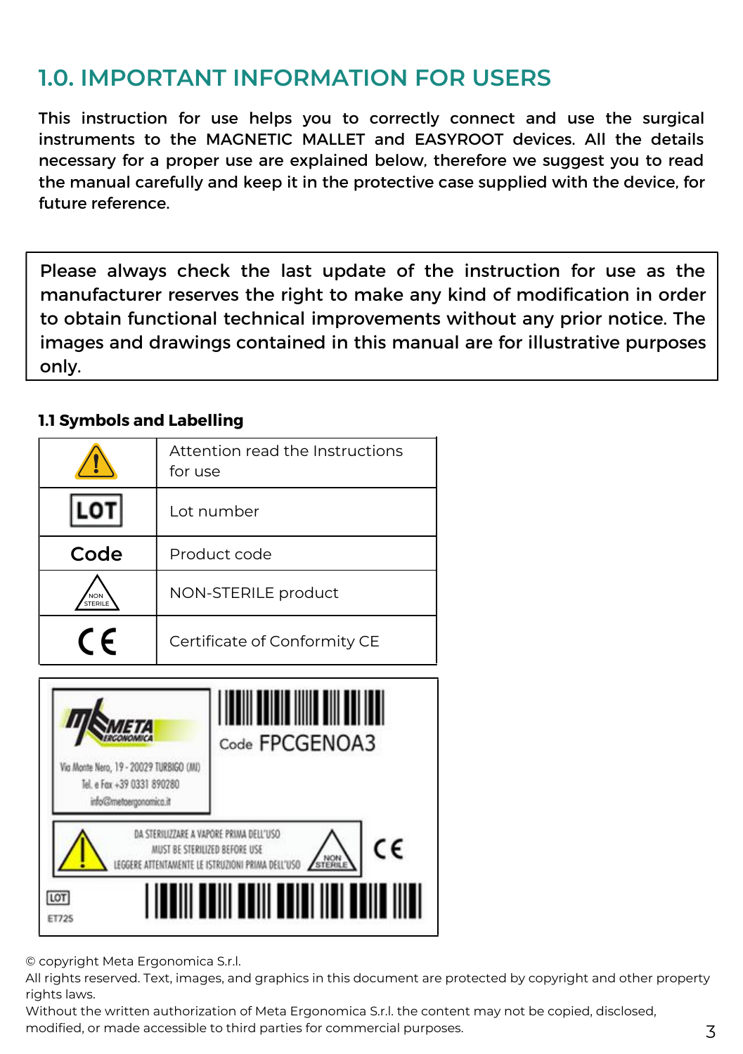## 1.0. IMPORTANT INFORMATION FOR USERS

This instruction for use helps you to correctly connect and use the surgical instruments to the MAGNETIC MALLET and EASYROOT devices. All the details necessary for a proper use are explained below, therefore we suggest you to read the manual carefully and keep it in the protective case supplied with the device, for future reference.

> Please always check the last update of the instruction for use as the manufacturer reserves the right to make any kind of modification in order to obtain functional technical improvements without any prior notice. The images and drawings contained in this manual are for illustrative purposes only.

### 1.1 Symbols and Labelling

| Symbol | Meaning |
|---|---|
| ⚠ | Attention read the Instructions for use |
| LOT | Lot number |
| Code | Product code |
| NON STERILE | NON-STERILE product |
| CE | Certificate of Conformity CE |

META ERGONOMICA
Via Monte Nero, 19 - 20029 TURBIGO (MI)
Tel. e Fax +39 0331 890280
info@metaergonomica.it

Code FPCGENOA3

DA STERILIZZARE A VAPORE PRIMA DELL'USO
MUST BE STERILIZED BEFORE USE
LEGGERE ATTENTAMENTE LE ISTRUZIONI PRIMA DELL'USO

NON STERILE

CE

LOT
ET725

© copyright Meta Ergonomica S.r.l.
All rights reserved. Text, images, and graphics in this document are protected by copyright and other property rights laws.
Without the written authorization of Meta Ergonomica S.r.l. the content may not be copied, disclosed, modified, or made accessible to third parties for commercial purposes.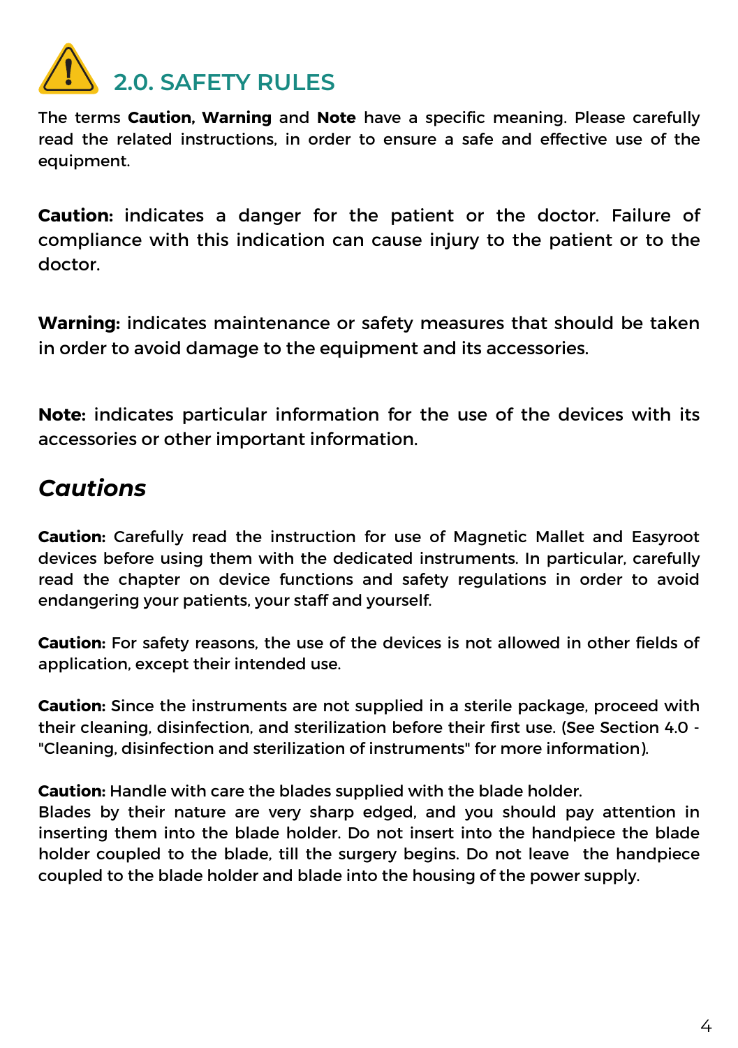## 2.0. SAFETY RULES

The terms **Caution, Warning** and **Note** have a specific meaning. Please carefully read the related instructions, in order to ensure a safe and effective use of the equipment.

**Caution:** indicates a danger for the patient or the doctor. Failure of compliance with this indication can cause injury to the patient or to the doctor.

**Warning:** indicates maintenance or safety measures that should be taken in order to avoid damage to the equipment and its accessories.

**Note:** indicates particular information for the use of the devices with its accessories or other important information.

### *Cautions*

**Caution:** Carefully read the instruction for use of Magnetic Mallet and Easyroot devices before using them with the dedicated instruments. In particular, carefully read the chapter on device functions and safety regulations in order to avoid endangering your patients, your staff and yourself.

**Caution:** For safety reasons, the use of the devices is not allowed in other fields of application, except their intended use.

**Caution:** Since the instruments are not supplied in a sterile package, proceed with their cleaning, disinfection, and sterilization before their first use. (See Section 4.0 - "Cleaning, disinfection and sterilization of instruments" for more information).

**Caution:** Handle with care the blades supplied with the blade holder.
Blades by their nature are very sharp edged, and you should pay attention in inserting them into the blade holder. Do not insert into the handpiece the blade holder coupled to the blade, till the surgery begins. Do not leave the handpiece coupled to the blade holder and blade into the housing of the power supply.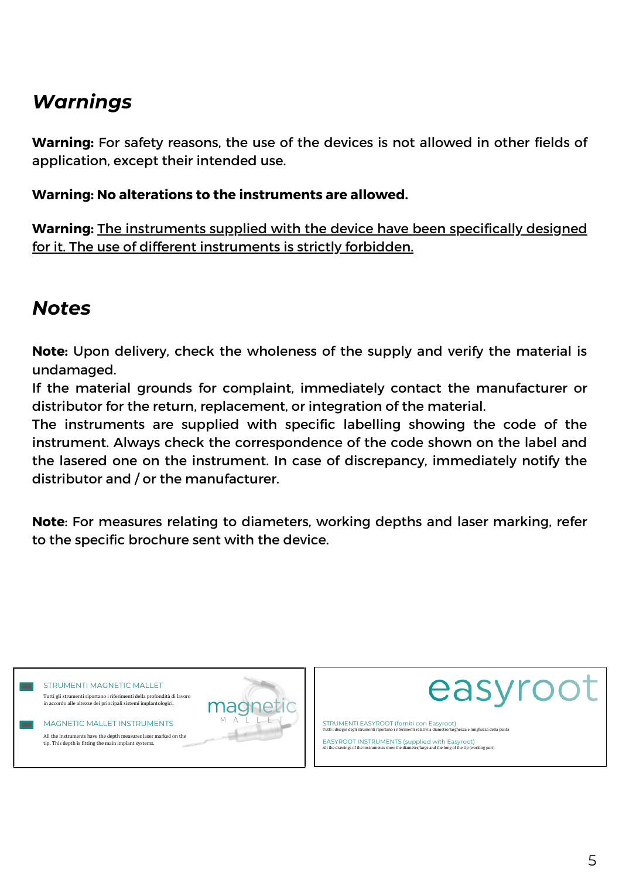## *Warnings*

**Warning:** For safety reasons, the use of the devices is not allowed in other fields of application, except their intended use.

**Warning: No alterations to the instruments are allowed.**

**Warning:** The instruments supplied with the device have been specifically designed for it. The use of different instruments is strictly forbidden.

## *Notes*

**Note:** Upon delivery, check the wholeness of the supply and verify the material is undamaged.
If the material grounds for complaint, immediately contact the manufacturer or distributor for the return, replacement, or integration of the material.
The instruments are supplied with specific labelling showing the code of the instrument. Always check the correspondence of the code shown on the label and the lasered one on the instrument. In case of discrepancy, immediately notify the distributor and / or the manufacturer.

**Note**: For measures relating to diameters, working depths and laser marking, refer to the specific brochure sent with the device.

STRUMENTI MAGNETIC MALLET
Tutti gli strumenti riportano i riferimenti della profondità di lavoro in accordo alle altezze dei principali sistemi implantologici.

MAGNETIC MALLET INSTRUMENTS
All the instruments have the depth measures laser marked on the tip. This depth is fitting the main implant systems.

magnetic MALLET

easyroot

STRUMENTI EASYROOT (forniti con Easyroot)
Tutti i disegni degli strumenti riportano i riferimenti relativi a diametro/larghezza e lunghezza della punta

EASYROOT INSTRUMENTS (supplied with Easyroot)
All the drawings of the instruments show the diameter/large and the long of the tip (working part)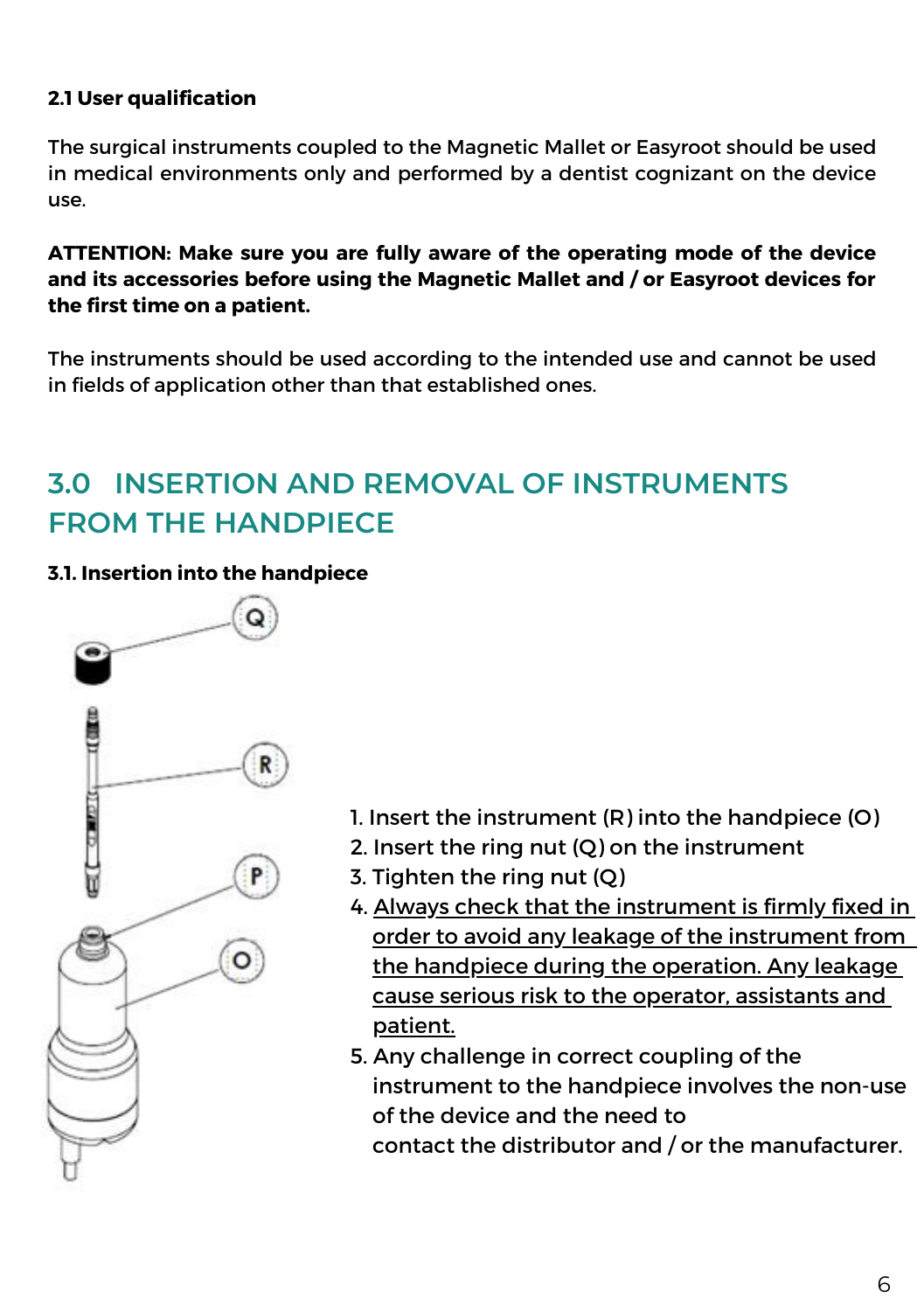### 2.1 User qualification

The surgical instruments coupled to the Magnetic Mallet or Easyroot should be used in medical environments only and performed by a dentist cognizant on the device use.

**ATTENTION: Make sure you are fully aware of the operating mode of the device and its accessories before using the Magnetic Mallet and / or Easyroot devices for the first time on a patient.**

The instruments should be used according to the intended use and cannot be used in fields of application other than that established ones.

## 3.0 INSERTION AND REMOVAL OF INSTRUMENTS FROM THE HANDPIECE

### 3.1. Insertion into the handpiece

Q

R

P

O

1. Insert the instrument (R) into the handpiece (O)
2. Insert the ring nut (Q) on the instrument
3. Tighten the ring nut (Q)
4. Always check that the instrument is firmly fixed in order to avoid any leakage of the instrument from the handpiece during the operation. Any leakage cause serious risk to the operator, assistants and patient.
5. Any challenge in correct coupling of the instrument to the handpiece involves the non-use of the device and the need to contact the distributor and / or the manufacturer.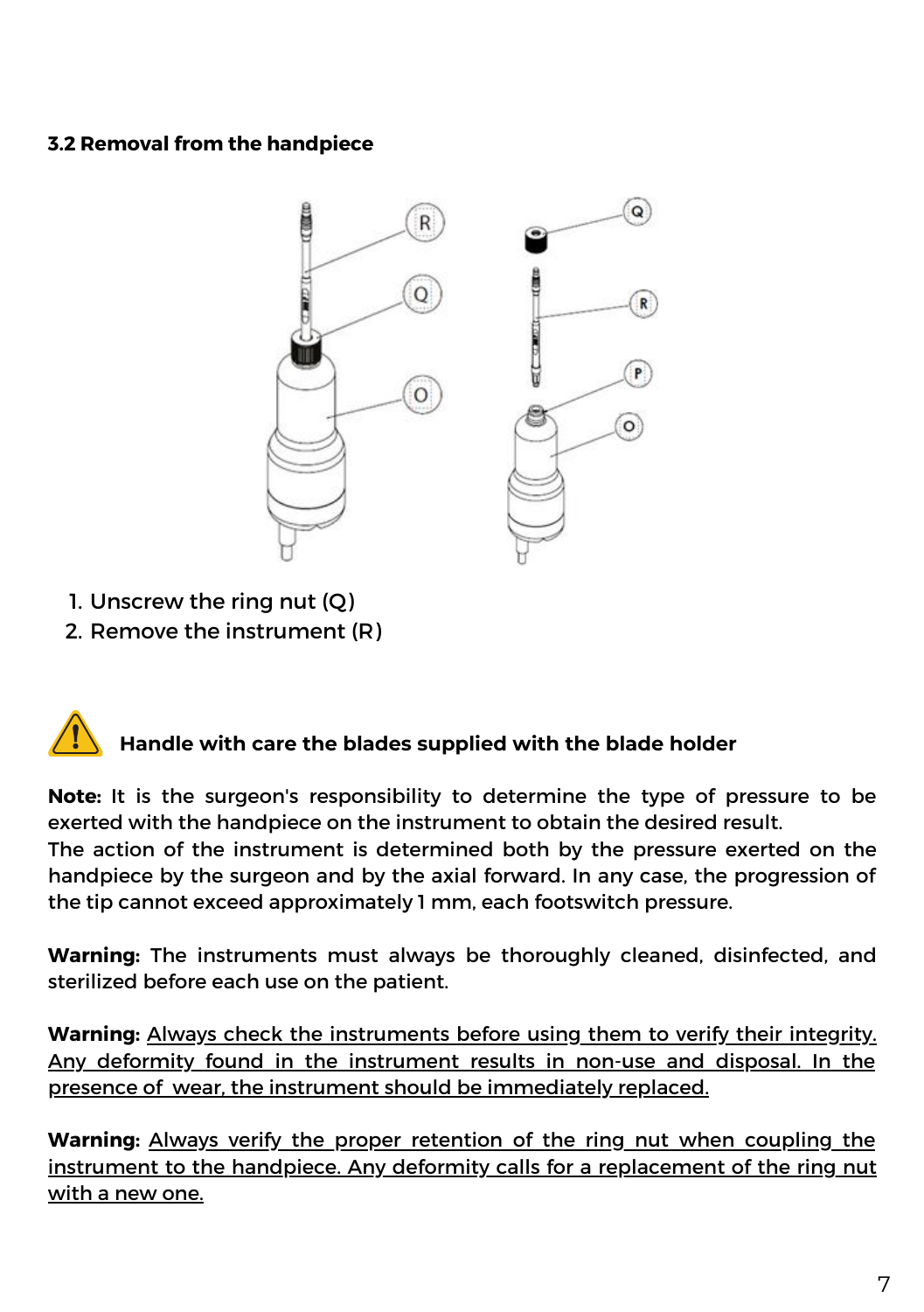### 3.2 Removal from the handpiece

1. Unscrew the ring nut (Q)
2. Remove the instrument (R)

**Handle with care the blades supplied with the blade holder**

**Note:** It is the surgeon's responsibility to determine the type of pressure to be exerted with the handpiece on the instrument to obtain the desired result.
The action of the instrument is determined both by the pressure exerted on the handpiece by the surgeon and by the axial forward. In any case, the progression of the tip cannot exceed approximately 1 mm, each footswitch pressure.

**Warning:** The instruments must always be thoroughly cleaned, disinfected, and sterilized before each use on the patient.

**Warning:** Always check the instruments before using them to verify their integrity. Any deformity found in the instrument results in non-use and disposal. In the presence of wear, the instrument should be immediately replaced.

**Warning:** Always verify the proper retention of the ring nut when coupling the instrument to the handpiece. Any deformity calls for a replacement of the ring nut with a new one.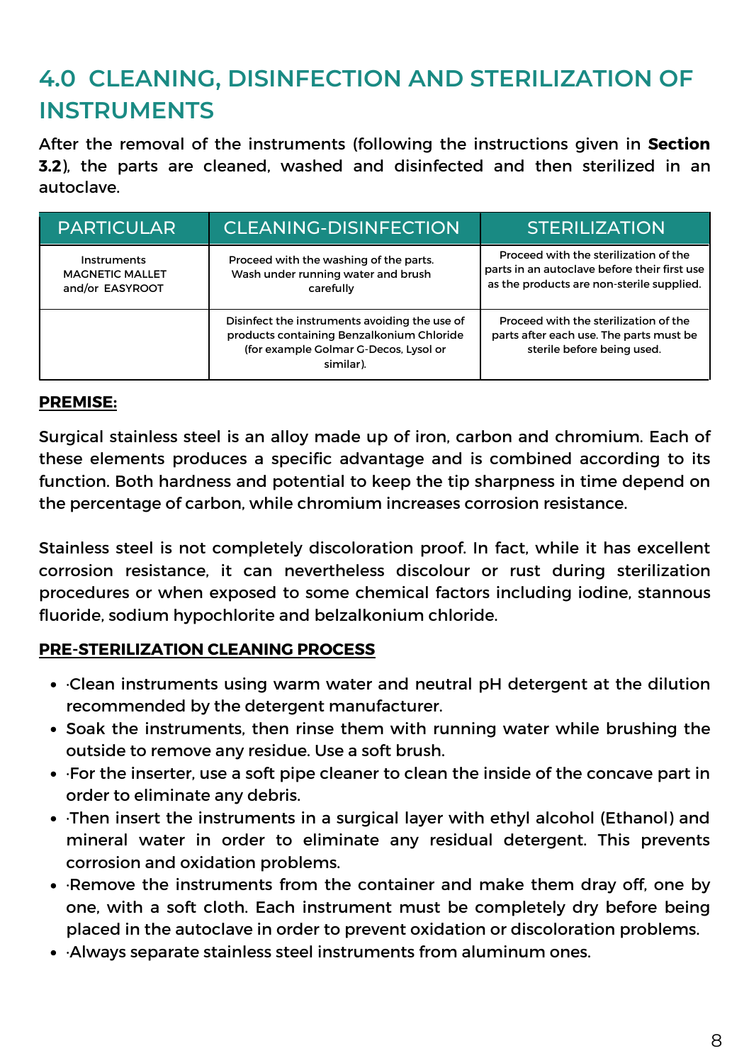# 4.0 CLEANING, DISINFECTION AND STERILIZATION OF INSTRUMENTS

After the removal of the instruments (following the instructions given in **Section 3.2**), the parts are cleaned, washed and disinfected and then sterilized in an autoclave.

| PARTICULAR | CLEANING-DISINFECTION | STERILIZATION |
|---|---|---|
| Instruments MAGNETIC MALLET and/or EASYROOT | Proceed with the washing of the parts. Wash under running water and brush carefully | Proceed with the sterilization of the parts in an autoclave before their first use as the products are non-sterile supplied. |
| | Disinfect the instruments avoiding the use of products containing Benzalkonium Chloride (for example Golmar G-Decos, Lysol or similar). | Proceed with the sterilization of the parts after each use. The parts must be sterile before being used. |

**PREMISE:**

Surgical stainless steel is an alloy made up of iron, carbon and chromium. Each of these elements produces a specific advantage and is combined according to its function. Both hardness and potential to keep the tip sharpness in time depend on the percentage of carbon, while chromium increases corrosion resistance.

Stainless steel is not completely discoloration proof. In fact, while it has excellent corrosion resistance, it can nevertheless discolour or rust during sterilization procedures or when exposed to some chemical factors including iodine, stannous fluoride, sodium hypochlorite and belzalkonium chloride.

**PRE-STERILIZATION CLEANING PROCESS**

- ·Clean instruments using warm water and neutral pH detergent at the dilution recommended by the detergent manufacturer.
- Soak the instruments, then rinse them with running water while brushing the outside to remove any residue. Use a soft brush.
- ·For the inserter, use a soft pipe cleaner to clean the inside of the concave part in order to eliminate any debris.
- ·Then insert the instruments in a surgical layer with ethyl alcohol (Ethanol) and mineral water in order to eliminate any residual detergent. This prevents corrosion and oxidation problems.
- ·Remove the instruments from the container and make them dray off, one by one, with a soft cloth. Each instrument must be completely dry before being placed in the autoclave in order to prevent oxidation or discoloration problems.
- ·Always separate stainless steel instruments from aluminum ones.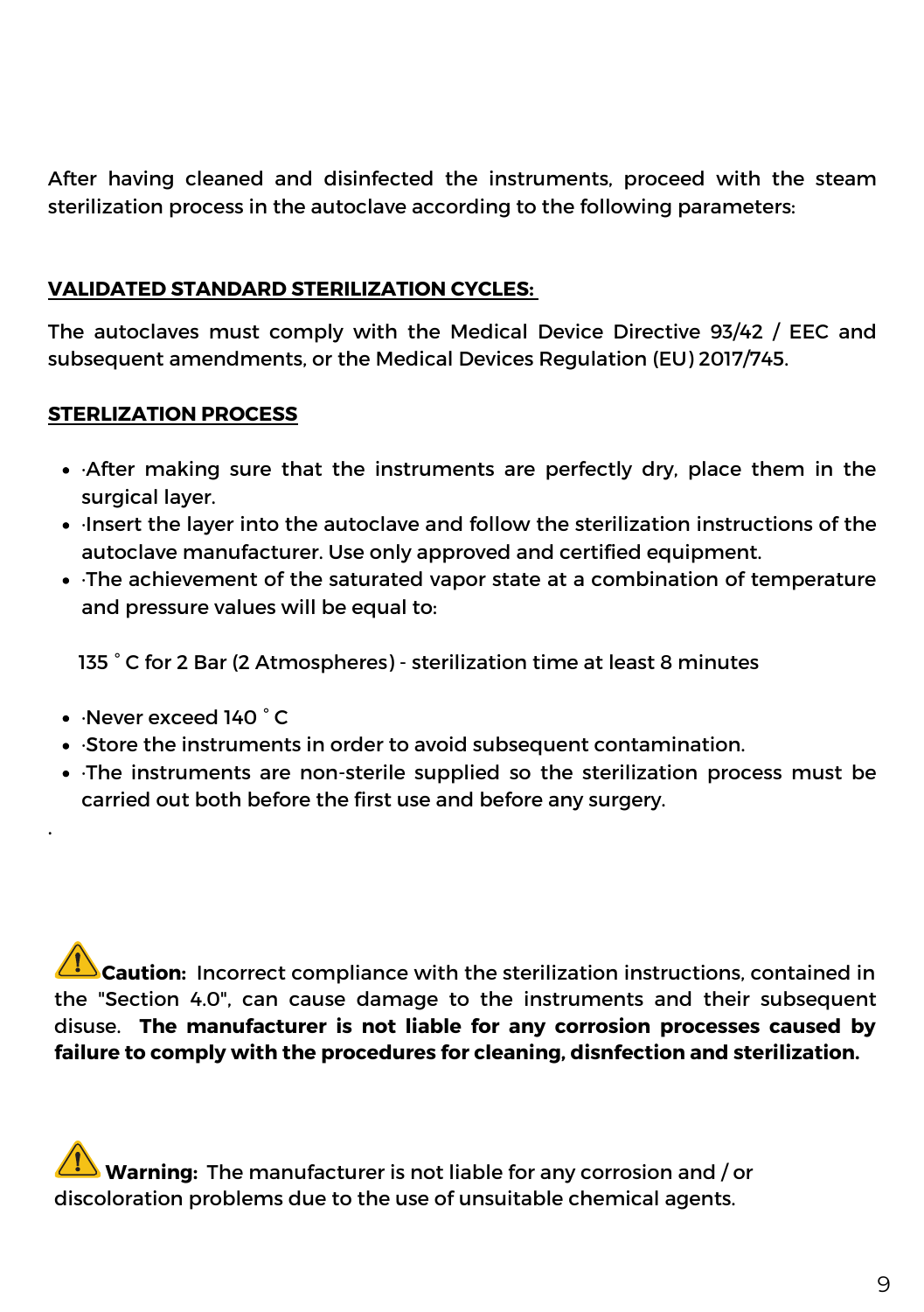After having cleaned and disinfected the instruments, proceed with the steam sterilization process in the autoclave according to the following parameters:

**VALIDATED STANDARD STERILIZATION CYCLES:**

The autoclaves must comply with the Medical Device Directive 93/42 / EEC and subsequent amendments, or the Medical Devices Regulation (EU) 2017/745.

**STERLIZATION PROCESS**

- ·After making sure that the instruments are perfectly dry, place them in the surgical layer.
- ·Insert the layer into the autoclave and follow the sterilization instructions of the autoclave manufacturer. Use only approved and certified equipment.
- ·The achievement of the saturated vapor state at a combination of temperature and pressure values will be equal to:

135 ° C for 2 Bar (2 Atmospheres) - sterilization time at least 8 minutes

- ·Never exceed 140 ° C
- ·Store the instruments in order to avoid subsequent contamination.
- ·The instruments are non-sterile supplied so the sterilization process must be carried out both before the first use and before any surgery.

.

**Caution:** Incorrect compliance with the sterilization instructions, contained in the "Section 4.0", can cause damage to the instruments and their subsequent disuse. **The manufacturer is not liable for any corrosion processes caused by failure to comply with the procedures for cleaning, disnfection and sterilization.**

**Warning:** The manufacturer is not liable for any corrosion and / or discoloration problems due to the use of unsuitable chemical agents.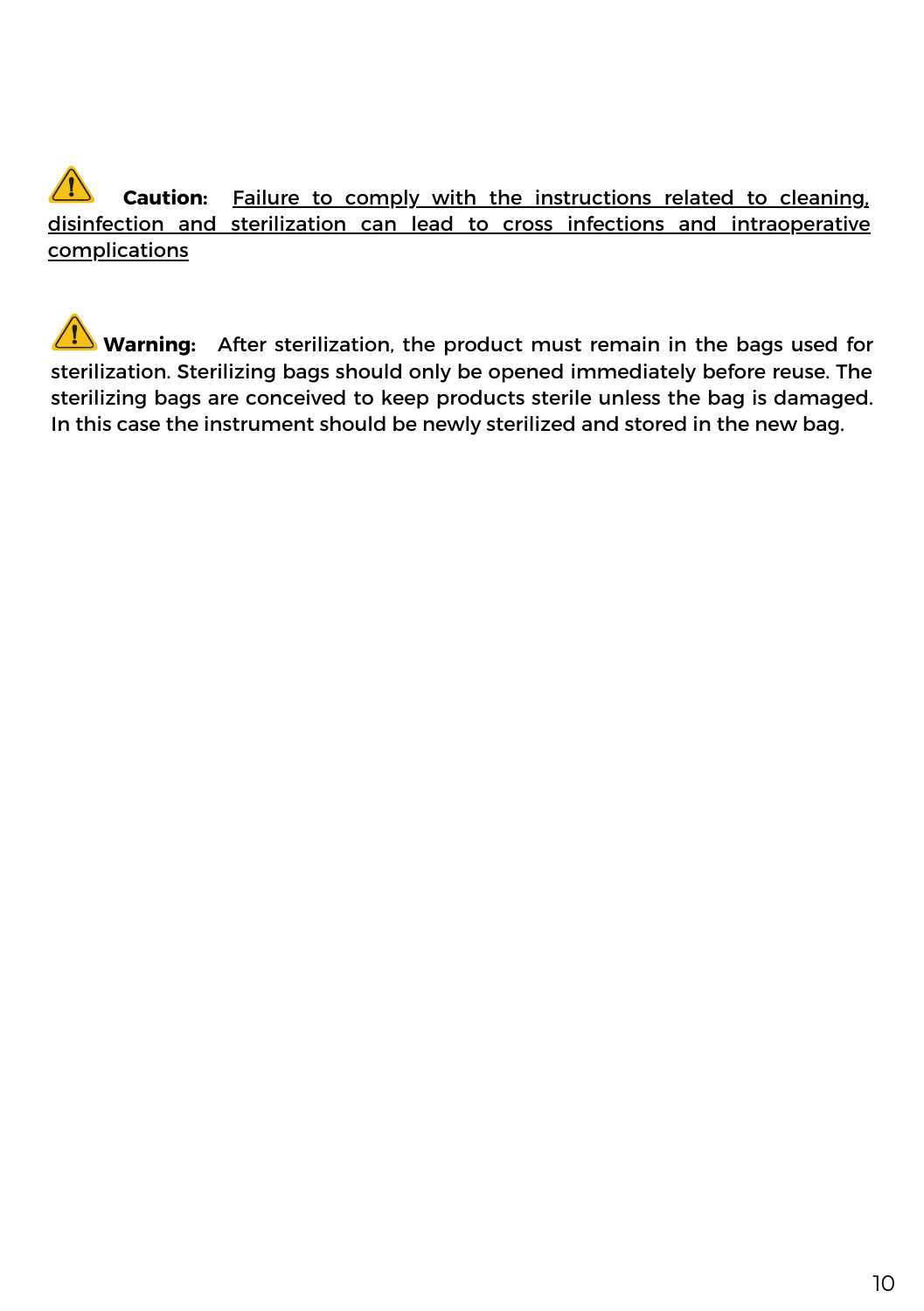⚠ **Caution:** Failure to comply with the instructions related to cleaning, disinfection and sterilization can lead to cross infections and intraoperative complications

⚠ **Warning:** After sterilization, the product must remain in the bags used for sterilization. Sterilizing bags should only be opened immediately before reuse. The sterilizing bags are conceived to keep products sterile unless the bag is damaged. In this case the instrument should be newly sterilized and stored in the new bag.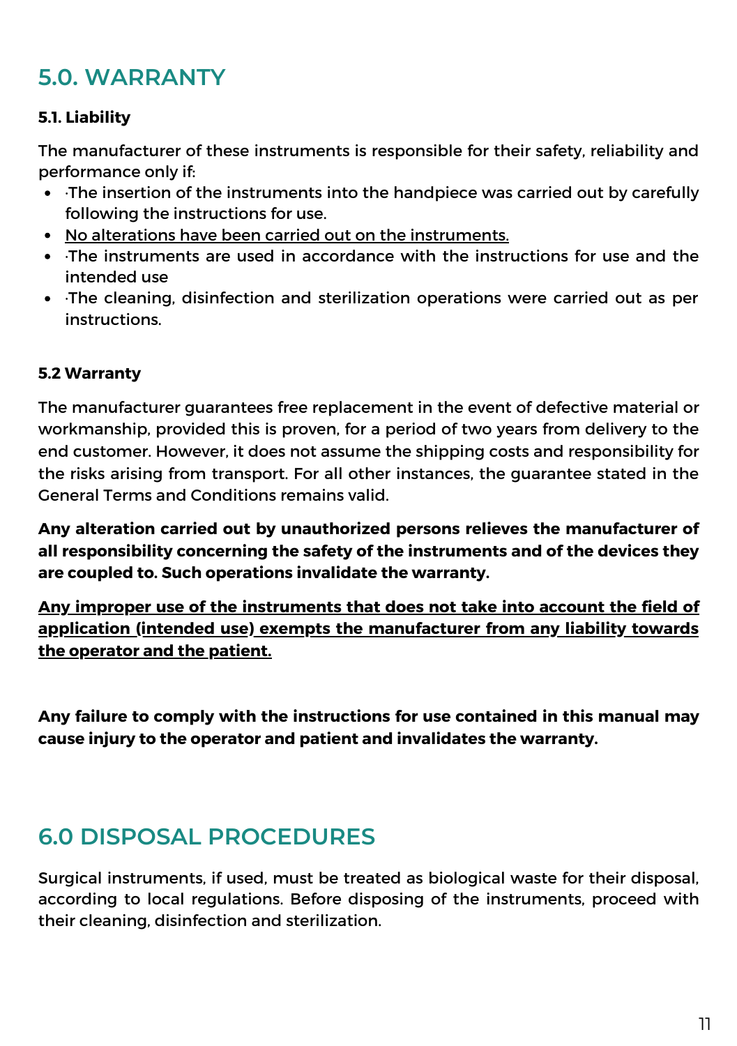## 5.0. WARRANTY

### 5.1. Liability

The manufacturer of these instruments is responsible for their safety, reliability and performance only if:

- ·The insertion of the instruments into the handpiece was carried out by carefully following the instructions for use.
- <u>No alterations have been carried out on the instruments.</u>
- ·The instruments are used in accordance with the instructions for use and the intended use
- ·The cleaning, disinfection and sterilization operations were carried out as per instructions.

### 5.2 Warranty

The manufacturer guarantees free replacement in the event of defective material or workmanship, provided this is proven, for a period of two years from delivery to the end customer. However, it does not assume the shipping costs and responsibility for the risks arising from transport. For all other instances, the guarantee stated in the General Terms and Conditions remains valid.

**Any alteration carried out by unauthorized persons relieves the manufacturer of all responsibility concerning the safety of the instruments and of the devices they are coupled to. Such operations invalidate the warranty.**

**<u>Any improper use of the instruments that does not take into account the field of application (intended use) exempts the manufacturer from any liability towards the operator and the patient.</u>**

**Any failure to comply with the instructions for use contained in this manual may cause injury to the operator and patient and invalidates the warranty.**

## 6.0 DISPOSAL PROCEDURES

Surgical instruments, if used, must be treated as biological waste for their disposal, according to local regulations. Before disposing of the instruments, proceed with their cleaning, disinfection and sterilization.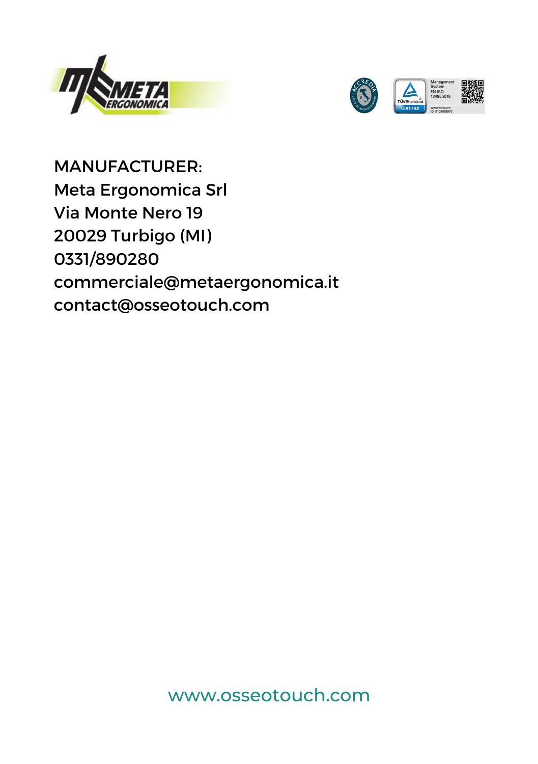MANUFACTURER:
Meta Ergonomica Srl
Via Monte Nero 19
20029 Turbigo (MI)
0331/890280
commerciale@metaergonomica.it
contact@osseotouch.com

www.osseotouch.com